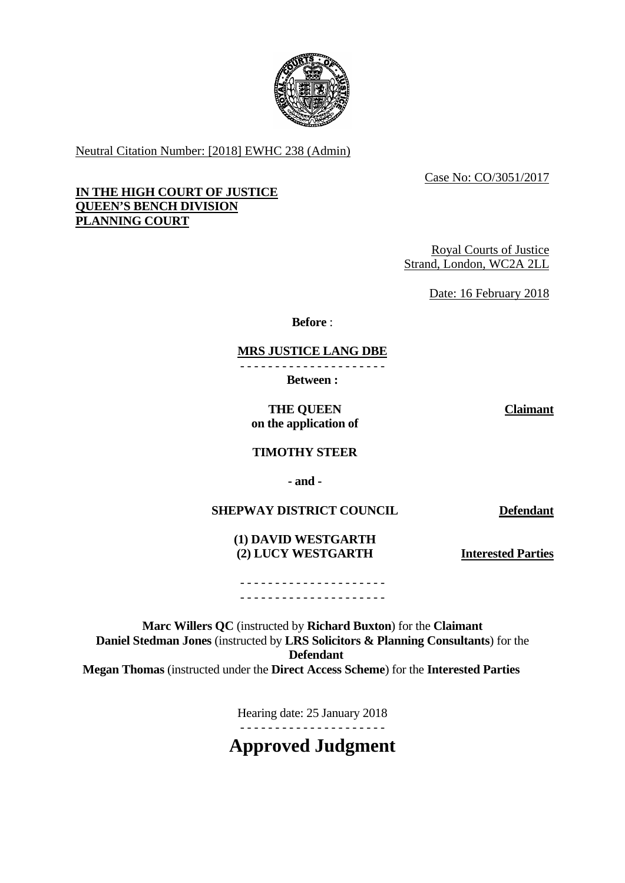Neutral Citation Number: [2018] EWHC 238 (Admin)

Case No: CO/3051/2017

**IN THE HIGH COURT OF JUSTICE**
**QUEEN'S BENCH DIVISION**
**PLANNING COURT**

Royal Courts of Justice
Strand, London, WC2A 2LL

Date: 16 February 2018

**Before** :

**MRS JUSTICE LANG DBE**

- - - - - - - - - - - - - - - - - - - - -

**Between :**

| | |
|---|---|
| **THE QUEEN on the application of TIMOTHY STEER** | **Claimant** |
| **- and -** | |
| **SHEPWAY DISTRICT COUNCIL** | **Defendant** |
| **(1) DAVID WESTGARTH (2) LUCY WESTGARTH** | **Interested Parties** |

- - - - - - - - - - - - - - - - - - - - -
- - - - - - - - - - - - - - - - - - - - -

**Marc Willers QC** (instructed by **Richard Buxton**) for the **Claimant**
**Daniel Stedman Jones** (instructed by **LRS Solicitors & Planning Consultants**) for the **Defendant**
**Megan Thomas** (instructed under the **Direct Access Scheme**) for the **Interested Parties**

Hearing date: 25 January 2018

- - - - - - - - - - - - - - - - - - - - -

# Approved Judgment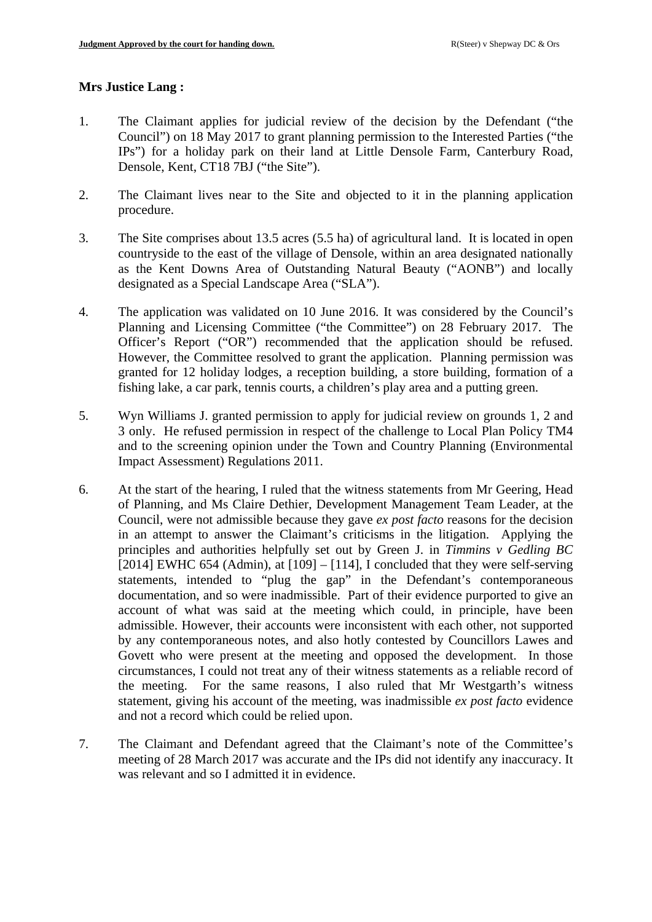**Mrs Justice Lang :**

1. The Claimant applies for judicial review of the decision by the Defendant ("the Council") on 18 May 2017 to grant planning permission to the Interested Parties ("the IPs") for a holiday park on their land at Little Densole Farm, Canterbury Road, Densole, Kent, CT18 7BJ ("the Site").

2. The Claimant lives near to the Site and objected to it in the planning application procedure.

3. The Site comprises about 13.5 acres (5.5 ha) of agricultural land. It is located in open countryside to the east of the village of Densole, within an area designated nationally as the Kent Downs Area of Outstanding Natural Beauty ("AONB") and locally designated as a Special Landscape Area ("SLA").

4. The application was validated on 10 June 2016. It was considered by the Council's Planning and Licensing Committee ("the Committee") on 28 February 2017. The Officer's Report ("OR") recommended that the application should be refused. However, the Committee resolved to grant the application. Planning permission was granted for 12 holiday lodges, a reception building, a store building, formation of a fishing lake, a car park, tennis courts, a children's play area and a putting green.

5. Wyn Williams J. granted permission to apply for judicial review on grounds 1, 2 and 3 only. He refused permission in respect of the challenge to Local Plan Policy TM4 and to the screening opinion under the Town and Country Planning (Environmental Impact Assessment) Regulations 2011.

6. At the start of the hearing, I ruled that the witness statements from Mr Geering, Head of Planning, and Ms Claire Dethier, Development Management Team Leader, at the Council, were not admissible because they gave *ex post facto* reasons for the decision in an attempt to answer the Claimant's criticisms in the litigation. Applying the principles and authorities helpfully set out by Green J. in *Timmins v Gedling BC* [2014] EWHC 654 (Admin), at [109] – [114], I concluded that they were self-serving statements, intended to "plug the gap" in the Defendant's contemporaneous documentation, and so were inadmissible. Part of their evidence purported to give an account of what was said at the meeting which could, in principle, have been admissible. However, their accounts were inconsistent with each other, not supported by any contemporaneous notes, and also hotly contested by Councillors Lawes and Govett who were present at the meeting and opposed the development. In those circumstances, I could not treat any of their witness statements as a reliable record of the meeting. For the same reasons, I also ruled that Mr Westgarth's witness statement, giving his account of the meeting, was inadmissible *ex post facto* evidence and not a record which could be relied upon.

7. The Claimant and Defendant agreed that the Claimant's note of the Committee's meeting of 28 March 2017 was accurate and the IPs did not identify any inaccuracy. It was relevant and so I admitted it in evidence.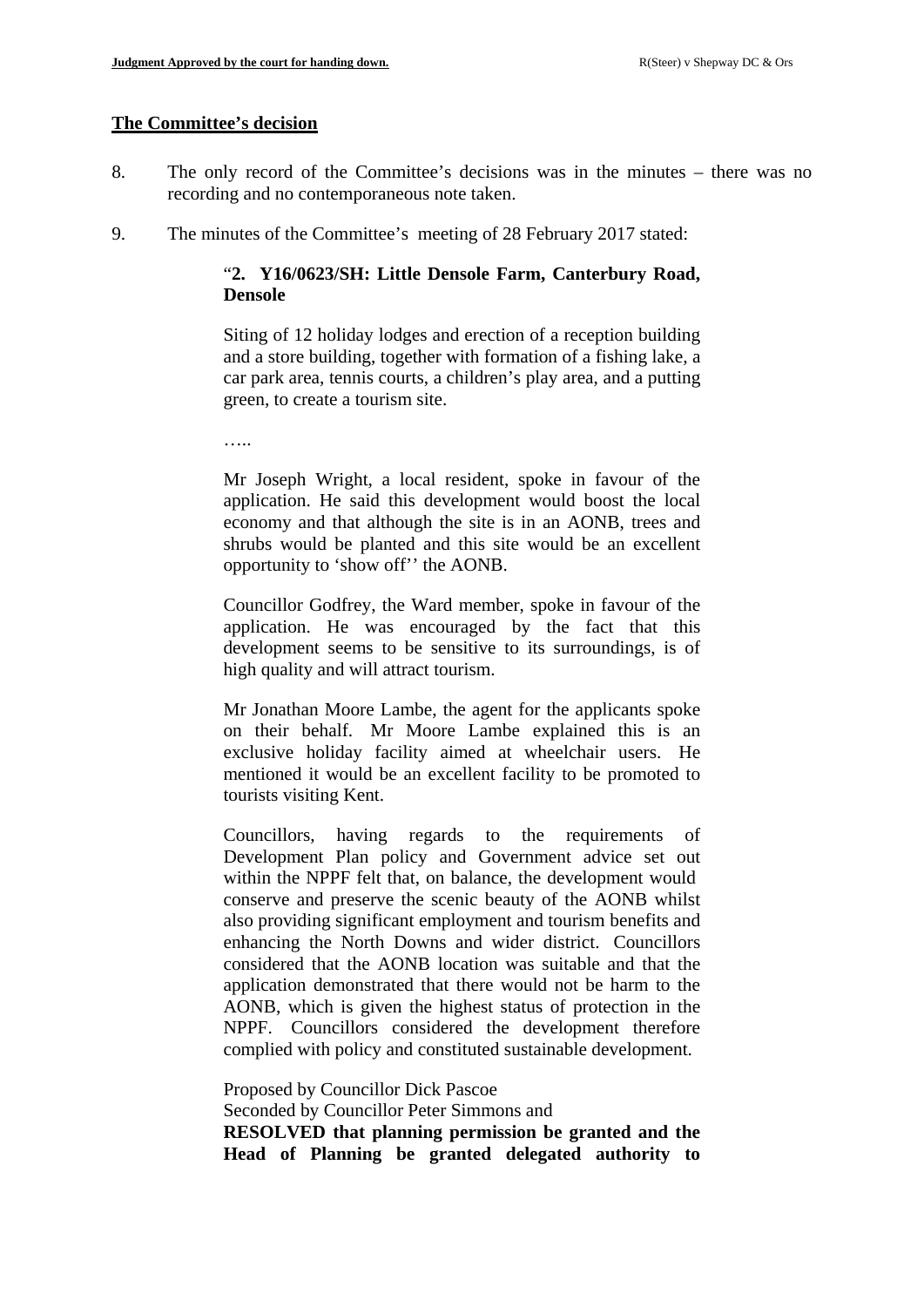## The Committee's decision

8. The only record of the Committee's decisions was in the minutes – there was no recording and no contemporaneous note taken.

9. The minutes of the Committee's meeting of 28 February 2017 stated:

> "**2. Y16/0623/SH: Little Densole Farm, Canterbury Road, Densole**
>
> Siting of 12 holiday lodges and erection of a reception building and a store building, together with formation of a fishing lake, a car park area, tennis courts, a children's play area, and a putting green, to create a tourism site.
>
> …..
>
> Mr Joseph Wright, a local resident, spoke in favour of the application. He said this development would boost the local economy and that although the site is in an AONB, trees and shrubs would be planted and this site would be an excellent opportunity to 'show off'' the AONB.
>
> Councillor Godfrey, the Ward member, spoke in favour of the application. He was encouraged by the fact that this development seems to be sensitive to its surroundings, is of high quality and will attract tourism.
>
> Mr Jonathan Moore Lambe, the agent for the applicants spoke on their behalf. Mr Moore Lambe explained this is an exclusive holiday facility aimed at wheelchair users. He mentioned it would be an excellent facility to be promoted to tourists visiting Kent.
>
> Councillors, having regards to the requirements of Development Plan policy and Government advice set out within the NPPF felt that, on balance, the development would conserve and preserve the scenic beauty of the AONB whilst also providing significant employment and tourism benefits and enhancing the North Downs and wider district. Councillors considered that the AONB location was suitable and that the application demonstrated that there would not be harm to the AONB, which is given the highest status of protection in the NPPF. Councillors considered the development therefore complied with policy and constituted sustainable development.
>
> Proposed by Councillor Dick Pascoe
> Seconded by Councillor Peter Simmons and
> **RESOLVED that planning permission be granted and the Head of Planning be granted delegated authority to**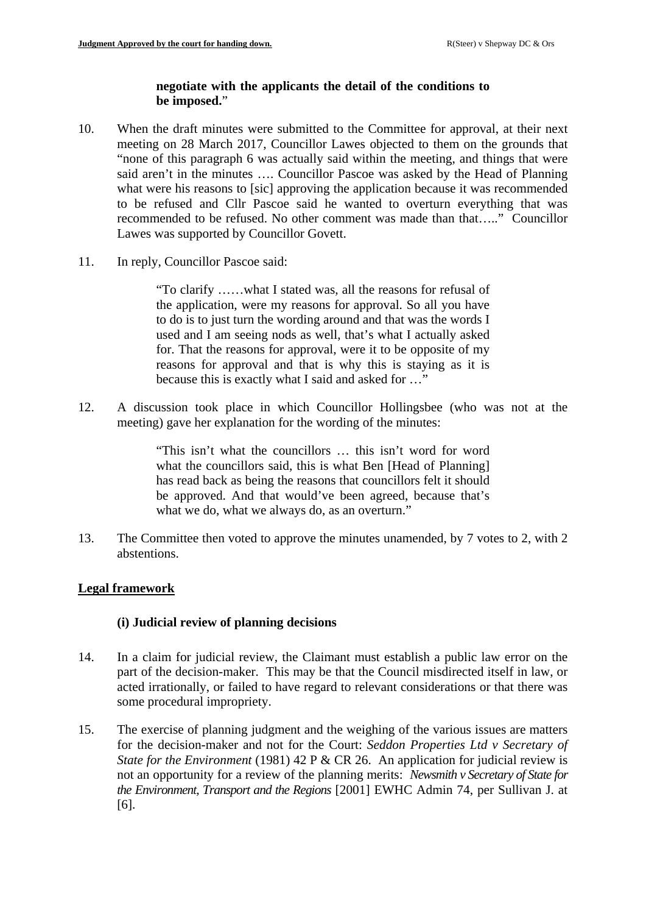**negotiate with the applicants the detail of the conditions to be imposed.**"

10. When the draft minutes were submitted to the Committee for approval, at their next meeting on 28 March 2017, Councillor Lawes objected to them on the grounds that "none of this paragraph 6 was actually said within the meeting, and things that were said aren't in the minutes …. Councillor Pascoe was asked by the Head of Planning what were his reasons to [sic] approving the application because it was recommended to be refused and Cllr Pascoe said he wanted to overturn everything that was recommended to be refused. No other comment was made than that….." Councillor Lawes was supported by Councillor Govett.

11. In reply, Councillor Pascoe said:

> "To clarify ……what I stated was, all the reasons for refusal of the application, were my reasons for approval. So all you have to do is to just turn the wording around and that was the words I used and I am seeing nods as well, that's what I actually asked for. That the reasons for approval, were it to be opposite of my reasons for approval and that is why this is staying as it is because this is exactly what I said and asked for …"

12. A discussion took place in which Councillor Hollingsbee (who was not at the meeting) gave her explanation for the wording of the minutes:

> "This isn't what the councillors … this isn't word for word what the councillors said, this is what Ben [Head of Planning] has read back as being the reasons that councillors felt it should be approved. And that would've been agreed, because that's what we do, what we always do, as an overturn."

13. The Committee then voted to approve the minutes unamended, by 7 votes to 2, with 2 abstentions.

## Legal framework

### (i) Judicial review of planning decisions

14. In a claim for judicial review, the Claimant must establish a public law error on the part of the decision-maker. This may be that the Council misdirected itself in law, or acted irrationally, or failed to have regard to relevant considerations or that there was some procedural impropriety.

15. The exercise of planning judgment and the weighing of the various issues are matters for the decision-maker and not for the Court: *Seddon Properties Ltd v Secretary of State for the Environment* (1981) 42 P & CR 26. An application for judicial review is not an opportunity for a review of the planning merits: *Newsmith v Secretary of State for the Environment, Transport and the Regions* [2001] EWHC Admin 74, per Sullivan J. at [6].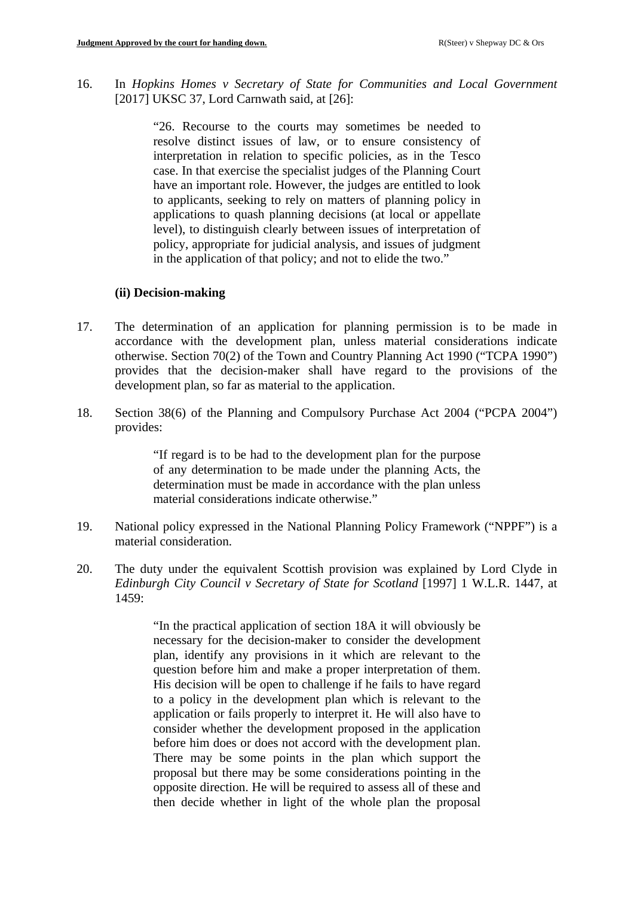16. In *Hopkins Homes v Secretary of State for Communities and Local Government* [2017] UKSC 37, Lord Carnwath said, at [26]:

> "26. Recourse to the courts may sometimes be needed to resolve distinct issues of law, or to ensure consistency of interpretation in relation to specific policies, as in the Tesco case. In that exercise the specialist judges of the Planning Court have an important role. However, the judges are entitled to look to applicants, seeking to rely on matters of planning policy in applications to quash planning decisions (at local or appellate level), to distinguish clearly between issues of interpretation of policy, appropriate for judicial analysis, and issues of judgment in the application of that policy; and not to elide the two."

### (ii) Decision-making

17. The determination of an application for planning permission is to be made in accordance with the development plan, unless material considerations indicate otherwise. Section 70(2) of the Town and Country Planning Act 1990 ("TCPA 1990") provides that the decision-maker shall have regard to the provisions of the development plan, so far as material to the application.

18. Section 38(6) of the Planning and Compulsory Purchase Act 2004 ("PCPA 2004") provides:

> "If regard is to be had to the development plan for the purpose of any determination to be made under the planning Acts, the determination must be made in accordance with the plan unless material considerations indicate otherwise."

19. National policy expressed in the National Planning Policy Framework ("NPPF") is a material consideration.

20. The duty under the equivalent Scottish provision was explained by Lord Clyde in *Edinburgh City Council v Secretary of State for Scotland* [1997] 1 W.L.R. 1447, at 1459:

> "In the practical application of section 18A it will obviously be necessary for the decision-maker to consider the development plan, identify any provisions in it which are relevant to the question before him and make a proper interpretation of them. His decision will be open to challenge if he fails to have regard to a policy in the development plan which is relevant to the application or fails properly to interpret it. He will also have to consider whether the development proposed in the application before him does or does not accord with the development plan. There may be some points in the plan which support the proposal but there may be some considerations pointing in the opposite direction. He will be required to assess all of these and then decide whether in light of the whole plan the proposal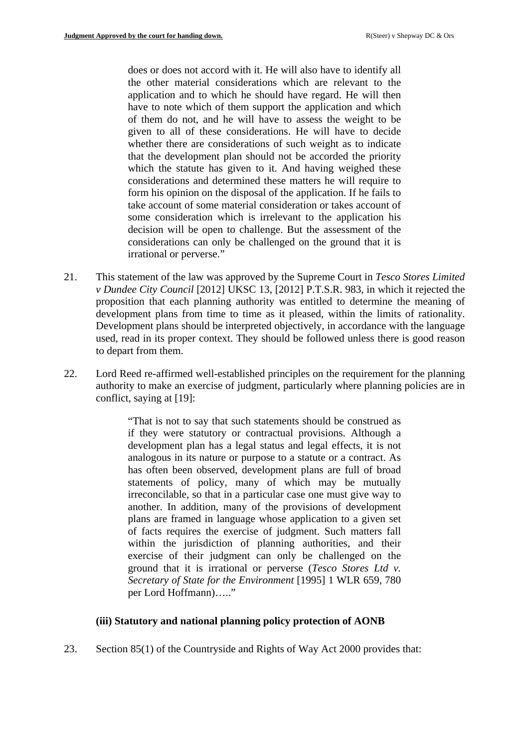> does or does not accord with it. He will also have to identify all the other material considerations which are relevant to the application and to which he should have regard. He will then have to note which of them support the application and which of them do not, and he will have to assess the weight to be given to all of these considerations. He will have to decide whether there are considerations of such weight as to indicate that the development plan should not be accorded the priority which the statute has given to it. And having weighed these considerations and determined these matters he will require to form his opinion on the disposal of the application. If he fails to take account of some material consideration or takes account of some consideration which is irrelevant to the application his decision will be open to challenge. But the assessment of the considerations can only be challenged on the ground that it is irrational or perverse."

21. This statement of the law was approved by the Supreme Court in *Tesco Stores Limited v Dundee City Council* [2012] UKSC 13, [2012] P.T.S.R. 983, in which it rejected the proposition that each planning authority was entitled to determine the meaning of development plans from time to time as it pleased, within the limits of rationality. Development plans should be interpreted objectively, in accordance with the language used, read in its proper context. They should be followed unless there is good reason to depart from them.

22. Lord Reed re-affirmed well-established principles on the requirement for the planning authority to make an exercise of judgment, particularly where planning policies are in conflict, saying at [19]:

> "That is not to say that such statements should be construed as if they were statutory or contractual provisions. Although a development plan has a legal status and legal effects, it is not analogous in its nature or purpose to a statute or a contract. As has often been observed, development plans are full of broad statements of policy, many of which may be mutually irreconcilable, so that in a particular case one must give way to another. In addition, many of the provisions of development plans are framed in language whose application to a given set of facts requires the exercise of judgment. Such matters fall within the jurisdiction of planning authorities, and their exercise of their judgment can only be challenged on the ground that it is irrational or perverse (*Tesco Stores Ltd v. Secretary of State for the Environment* [1995] 1 WLR 659, 780 per Lord Hoffmann)….."

**(iii) Statutory and national planning policy protection of AONB**

23. Section 85(1) of the Countryside and Rights of Way Act 2000 provides that: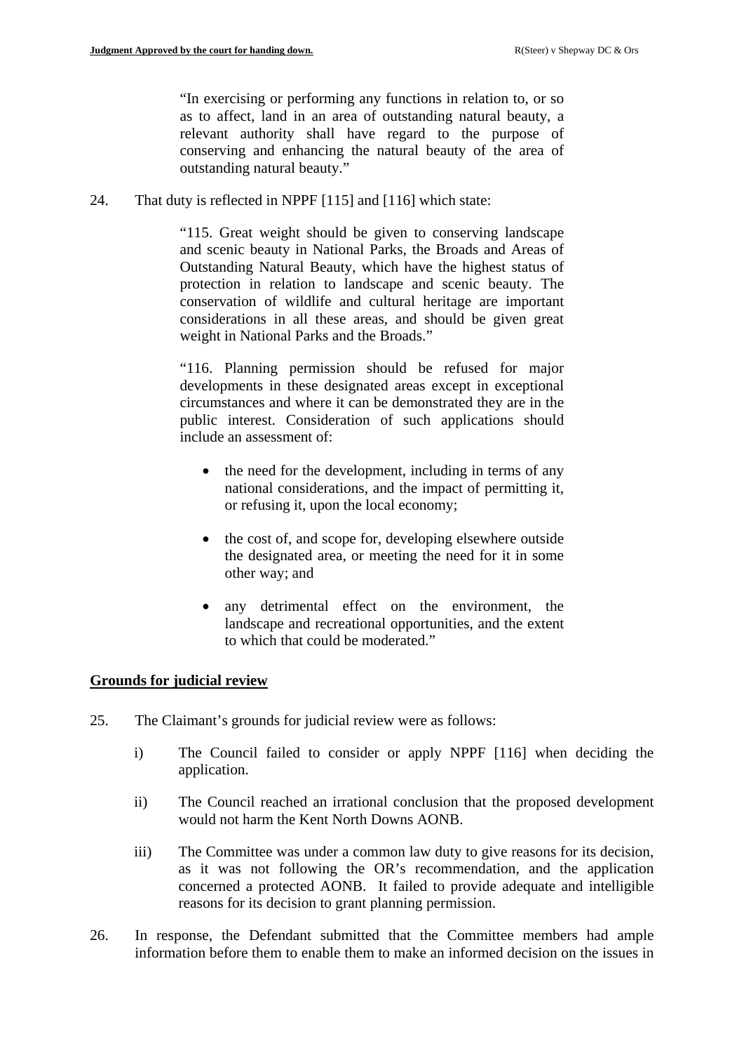> "In exercising or performing any functions in relation to, or so as to affect, land in an area of outstanding natural beauty, a relevant authority shall have regard to the purpose of conserving and enhancing the natural beauty of the area of outstanding natural beauty."

24. That duty is reflected in NPPF [115] and [116] which state:

> "115. Great weight should be given to conserving landscape and scenic beauty in National Parks, the Broads and Areas of Outstanding Natural Beauty, which have the highest status of protection in relation to landscape and scenic beauty. The conservation of wildlife and cultural heritage are important considerations in all these areas, and should be given great weight in National Parks and the Broads."
>
> "116. Planning permission should be refused for major developments in these designated areas except in exceptional circumstances and where it can be demonstrated they are in the public interest. Consideration of such applications should include an assessment of:
>
> - the need for the development, including in terms of any national considerations, and the impact of permitting it, or refusing it, upon the local economy;
> - the cost of, and scope for, developing elsewhere outside the designated area, or meeting the need for it in some other way; and
> - any detrimental effect on the environment, the landscape and recreational opportunities, and the extent to which that could be moderated."

## Grounds for judicial review

25. The Claimant's grounds for judicial review were as follows:

    i) The Council failed to consider or apply NPPF [116] when deciding the application.

    ii) The Council reached an irrational conclusion that the proposed development would not harm the Kent North Downs AONB.

    iii) The Committee was under a common law duty to give reasons for its decision, as it was not following the OR's recommendation, and the application concerned a protected AONB. It failed to provide adequate and intelligible reasons for its decision to grant planning permission.

26. In response, the Defendant submitted that the Committee members had ample information before them to enable them to make an informed decision on the issues in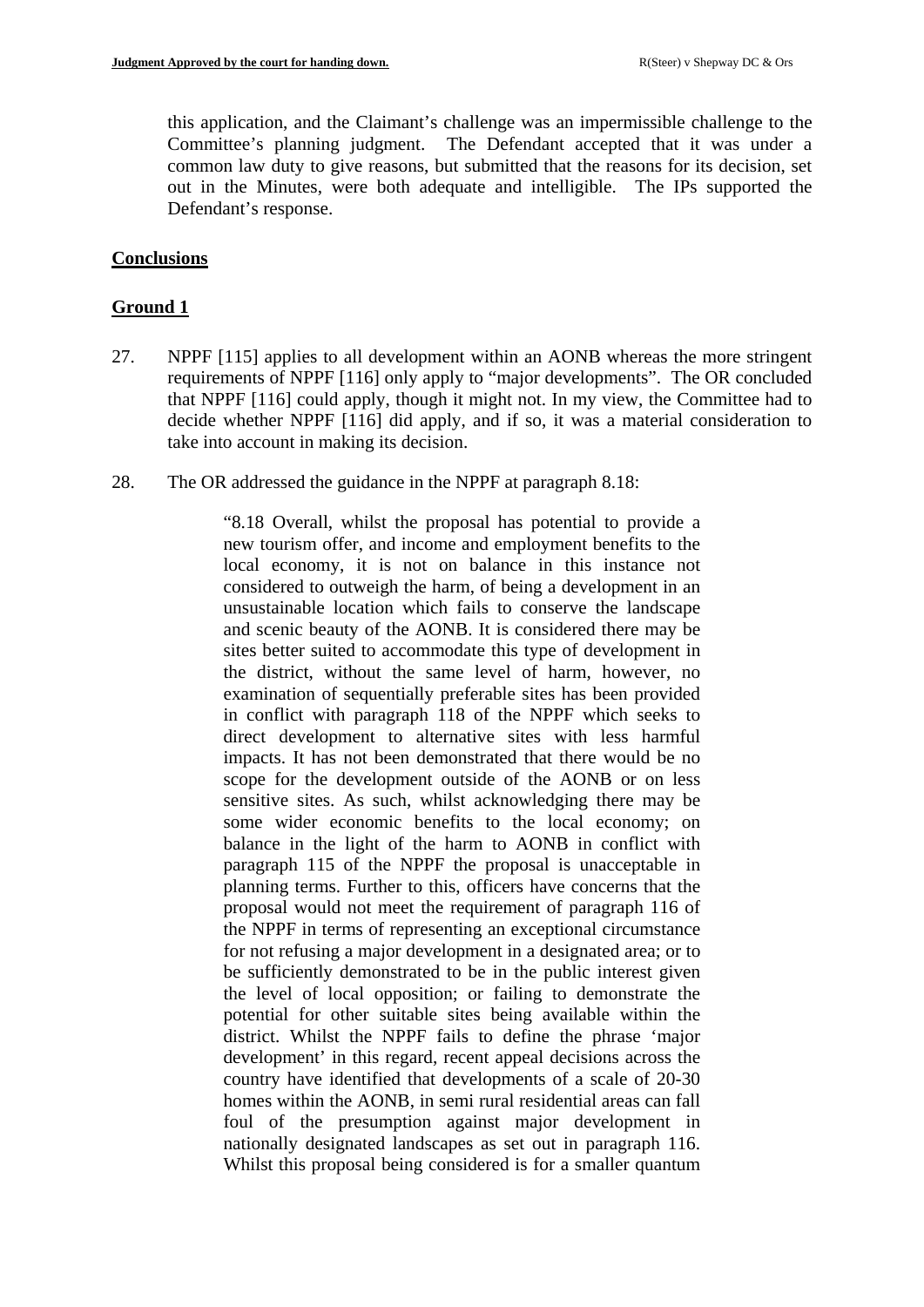this application, and the Claimant's challenge was an impermissible challenge to the Committee's planning judgment. The Defendant accepted that it was under a common law duty to give reasons, but submitted that the reasons for its decision, set out in the Minutes, were both adequate and intelligible. The IPs supported the Defendant's response.

## Conclusions

### Ground 1

27. NPPF [115] applies to all development within an AONB whereas the more stringent requirements of NPPF [116] only apply to "major developments". The OR concluded that NPPF [116] could apply, though it might not. In my view, the Committee had to decide whether NPPF [116] did apply, and if so, it was a material consideration to take into account in making its decision.

28. The OR addressed the guidance in the NPPF at paragraph 8.18:

> "8.18 Overall, whilst the proposal has potential to provide a new tourism offer, and income and employment benefits to the local economy, it is not on balance in this instance not considered to outweigh the harm, of being a development in an unsustainable location which fails to conserve the landscape and scenic beauty of the AONB. It is considered there may be sites better suited to accommodate this type of development in the district, without the same level of harm, however, no examination of sequentially preferable sites has been provided in conflict with paragraph 118 of the NPPF which seeks to direct development to alternative sites with less harmful impacts. It has not been demonstrated that there would be no scope for the development outside of the AONB or on less sensitive sites. As such, whilst acknowledging there may be some wider economic benefits to the local economy; on balance in the light of the harm to AONB in conflict with paragraph 115 of the NPPF the proposal is unacceptable in planning terms. Further to this, officers have concerns that the proposal would not meet the requirement of paragraph 116 of the NPPF in terms of representing an exceptional circumstance for not refusing a major development in a designated area; or to be sufficiently demonstrated to be in the public interest given the level of local opposition; or failing to demonstrate the potential for other suitable sites being available within the district. Whilst the NPPF fails to define the phrase 'major development' in this regard, recent appeal decisions across the country have identified that developments of a scale of 20-30 homes within the AONB, in semi rural residential areas can fall foul of the presumption against major development in nationally designated landscapes as set out in paragraph 116. Whilst this proposal being considered is for a smaller quantum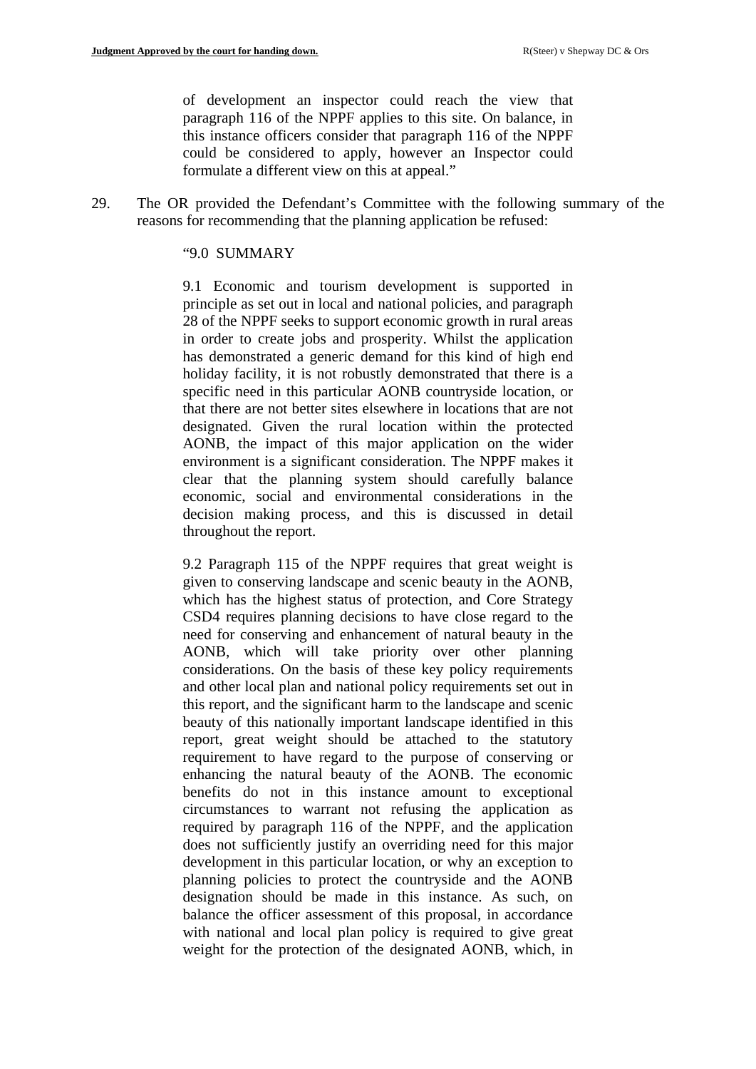> of development an inspector could reach the view that paragraph 116 of the NPPF applies to this site. On balance, in this instance officers consider that paragraph 116 of the NPPF could be considered to apply, however an Inspector could formulate a different view on this at appeal."

29. The OR provided the Defendant's Committee with the following summary of the reasons for recommending that the planning application be refused:

> "9.0 SUMMARY
>
> 9.1 Economic and tourism development is supported in principle as set out in local and national policies, and paragraph 28 of the NPPF seeks to support economic growth in rural areas in order to create jobs and prosperity. Whilst the application has demonstrated a generic demand for this kind of high end holiday facility, it is not robustly demonstrated that there is a specific need in this particular AONB countryside location, or that there are not better sites elsewhere in locations that are not designated. Given the rural location within the protected AONB, the impact of this major application on the wider environment is a significant consideration. The NPPF makes it clear that the planning system should carefully balance economic, social and environmental considerations in the decision making process, and this is discussed in detail throughout the report.
>
> 9.2 Paragraph 115 of the NPPF requires that great weight is given to conserving landscape and scenic beauty in the AONB, which has the highest status of protection, and Core Strategy CSD4 requires planning decisions to have close regard to the need for conserving and enhancement of natural beauty in the AONB, which will take priority over other planning considerations. On the basis of these key policy requirements and other local plan and national policy requirements set out in this report, and the significant harm to the landscape and scenic beauty of this nationally important landscape identified in this report, great weight should be attached to the statutory requirement to have regard to the purpose of conserving or enhancing the natural beauty of the AONB. The economic benefits do not in this instance amount to exceptional circumstances to warrant not refusing the application as required by paragraph 116 of the NPPF, and the application does not sufficiently justify an overriding need for this major development in this particular location, or why an exception to planning policies to protect the countryside and the AONB designation should be made in this instance. As such, on balance the officer assessment of this proposal, in accordance with national and local plan policy is required to give great weight for the protection of the designated AONB, which, in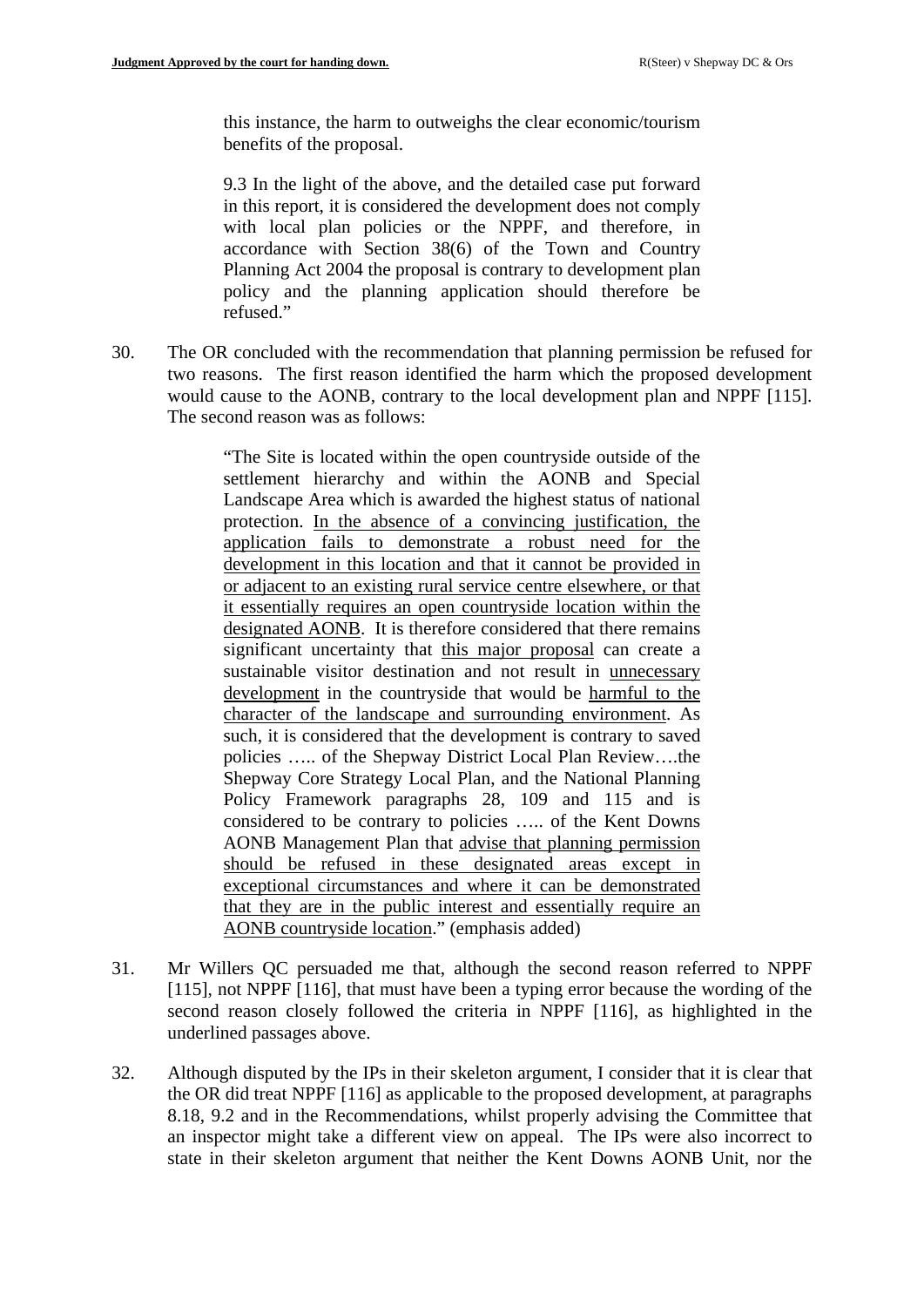> this instance, the harm to outweighs the clear economic/tourism benefits of the proposal.
>
> 9.3 In the light of the above, and the detailed case put forward in this report, it is considered the development does not comply with local plan policies or the NPPF, and therefore, in accordance with Section 38(6) of the Town and Country Planning Act 2004 the proposal is contrary to development plan policy and the planning application should therefore be refused."

30. The OR concluded with the recommendation that planning permission be refused for two reasons. The first reason identified the harm which the proposed development would cause to the AONB, contrary to the local development plan and NPPF [115]. The second reason was as follows:

> "The Site is located within the open countryside outside of the settlement hierarchy and within the AONB and Special Landscape Area which is awarded the highest status of national protection. <u>In the absence of a convincing justification, the application fails to demonstrate a robust need for the development in this location and that it cannot be provided in or adjacent to an existing rural service centre elsewhere, or that it essentially requires an open countryside location within the designated AONB</u>. It is therefore considered that there remains significant uncertainty that <u>this major proposal</u> can create a sustainable visitor destination and not result in <u>unnecessary development</u> in the countryside that would be <u>harmful to the character of the landscape and surrounding environment</u>. As such, it is considered that the development is contrary to saved policies ….. of the Shepway District Local Plan Review….the Shepway Core Strategy Local Plan, and the National Planning Policy Framework paragraphs 28, 109 and 115 and is considered to be contrary to policies ….. of the Kent Downs AONB Management Plan that <u>advise that planning permission should be refused in these designated areas except in exceptional circumstances and where it can be demonstrated that they are in the public interest and essentially require an AONB countryside location</u>." (emphasis added)

31. Mr Willers QC persuaded me that, although the second reason referred to NPPF [115], not NPPF [116], that must have been a typing error because the wording of the second reason closely followed the criteria in NPPF [116], as highlighted in the underlined passages above.

32. Although disputed by the IPs in their skeleton argument, I consider that it is clear that the OR did treat NPPF [116] as applicable to the proposed development, at paragraphs 8.18, 9.2 and in the Recommendations, whilst properly advising the Committee that an inspector might take a different view on appeal. The IPs were also incorrect to state in their skeleton argument that neither the Kent Downs AONB Unit, nor the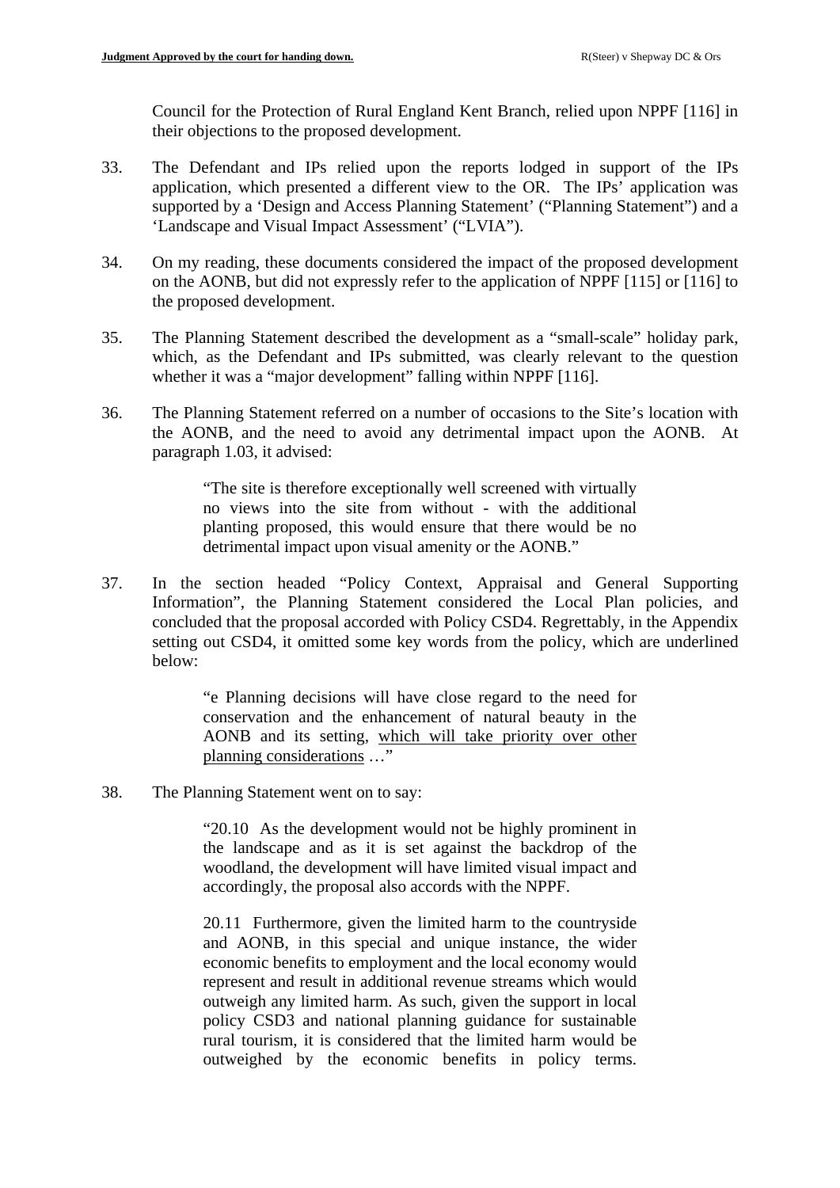Council for the Protection of Rural England Kent Branch, relied upon NPPF [116] in their objections to the proposed development.

33. The Defendant and IPs relied upon the reports lodged in support of the IPs application, which presented a different view to the OR. The IPs' application was supported by a 'Design and Access Planning Statement' ("Planning Statement") and a 'Landscape and Visual Impact Assessment' ("LVIA").

34. On my reading, these documents considered the impact of the proposed development on the AONB, but did not expressly refer to the application of NPPF [115] or [116] to the proposed development.

35. The Planning Statement described the development as a "small-scale" holiday park, which, as the Defendant and IPs submitted, was clearly relevant to the question whether it was a "major development" falling within NPPF [116].

36. The Planning Statement referred on a number of occasions to the Site's location with the AONB, and the need to avoid any detrimental impact upon the AONB. At paragraph 1.03, it advised:

> "The site is therefore exceptionally well screened with virtually no views into the site from without - with the additional planting proposed, this would ensure that there would be no detrimental impact upon visual amenity or the AONB."

37. In the section headed "Policy Context, Appraisal and General Supporting Information", the Planning Statement considered the Local Plan policies, and concluded that the proposal accorded with Policy CSD4. Regrettably, in the Appendix setting out CSD4, it omitted some key words from the policy, which are underlined below:

> "e Planning decisions will have close regard to the need for conservation and the enhancement of natural beauty in the AONB and its setting, <u>which will take priority over other planning considerations</u> …"

38. The Planning Statement went on to say:

> "20.10 As the development would not be highly prominent in the landscape and as it is set against the backdrop of the woodland, the development will have limited visual impact and accordingly, the proposal also accords with the NPPF.
>
> 20.11 Furthermore, given the limited harm to the countryside and AONB, in this special and unique instance, the wider economic benefits to employment and the local economy would represent and result in additional revenue streams which would outweigh any limited harm. As such, given the support in local policy CSD3 and national planning guidance for sustainable rural tourism, it is considered that the limited harm would be outweighed by the economic benefits in policy terms.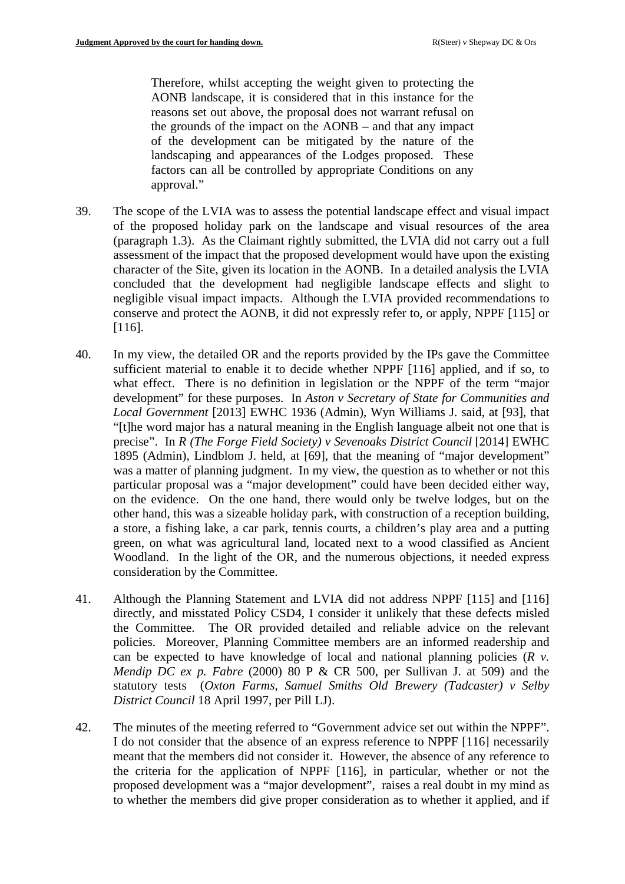> Therefore, whilst accepting the weight given to protecting the AONB landscape, it is considered that in this instance for the reasons set out above, the proposal does not warrant refusal on the grounds of the impact on the AONB – and that any impact of the development can be mitigated by the nature of the landscaping and appearances of the Lodges proposed. These factors can all be controlled by appropriate Conditions on any approval."

39. The scope of the LVIA was to assess the potential landscape effect and visual impact of the proposed holiday park on the landscape and visual resources of the area (paragraph 1.3). As the Claimant rightly submitted, the LVIA did not carry out a full assessment of the impact that the proposed development would have upon the existing character of the Site, given its location in the AONB. In a detailed analysis the LVIA concluded that the development had negligible landscape effects and slight to negligible visual impact impacts. Although the LVIA provided recommendations to conserve and protect the AONB, it did not expressly refer to, or apply, NPPF [115] or [116].

40. In my view, the detailed OR and the reports provided by the IPs gave the Committee sufficient material to enable it to decide whether NPPF [116] applied, and if so, to what effect. There is no definition in legislation or the NPPF of the term "major development" for these purposes. In *Aston v Secretary of State for Communities and Local Government* [2013] EWHC 1936 (Admin), Wyn Williams J. said, at [93], that "[t]he word major has a natural meaning in the English language albeit not one that is precise". In *R (The Forge Field Society) v Sevenoaks District Council* [2014] EWHC 1895 (Admin), Lindblom J. held, at [69], that the meaning of "major development" was a matter of planning judgment. In my view, the question as to whether or not this particular proposal was a "major development" could have been decided either way, on the evidence. On the one hand, there would only be twelve lodges, but on the other hand, this was a sizeable holiday park, with construction of a reception building, a store, a fishing lake, a car park, tennis courts, a children's play area and a putting green, on what was agricultural land, located next to a wood classified as Ancient Woodland. In the light of the OR, and the numerous objections, it needed express consideration by the Committee.

41. Although the Planning Statement and LVIA did not address NPPF [115] and [116] directly, and misstated Policy CSD4, I consider it unlikely that these defects misled the Committee. The OR provided detailed and reliable advice on the relevant policies. Moreover, Planning Committee members are an informed readership and can be expected to have knowledge of local and national planning policies (*R v. Mendip DC ex p. Fabre* (2000) 80 P & CR 500, per Sullivan J. at 509) and the statutory tests (*Oxton Farms, Samuel Smiths Old Brewery (Tadcaster) v Selby District Council* 18 April 1997, per Pill LJ).

42. The minutes of the meeting referred to "Government advice set out within the NPPF". I do not consider that the absence of an express reference to NPPF [116] necessarily meant that the members did not consider it. However, the absence of any reference to the criteria for the application of NPPF [116], in particular, whether or not the proposed development was a "major development", raises a real doubt in my mind as to whether the members did give proper consideration as to whether it applied, and if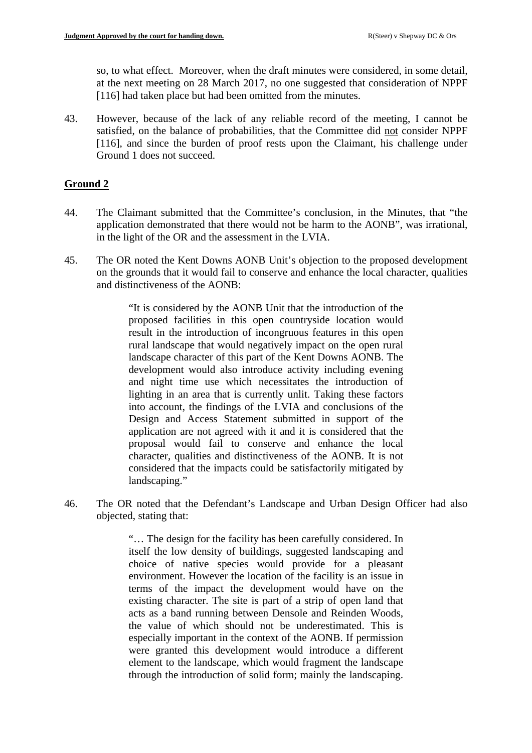so, to what effect. Moreover, when the draft minutes were considered, in some detail, at the next meeting on 28 March 2017, no one suggested that consideration of NPPF [116] had taken place but had been omitted from the minutes.

43. However, because of the lack of any reliable record of the meeting, I cannot be satisfied, on the balance of probabilities, that the Committee did <u>not</u> consider NPPF [116], and since the burden of proof rests upon the Claimant, his challenge under Ground 1 does not succeed.

## Ground 2

44. The Claimant submitted that the Committee's conclusion, in the Minutes, that "the application demonstrated that there would not be harm to the AONB", was irrational, in the light of the OR and the assessment in the LVIA.

45. The OR noted the Kent Downs AONB Unit's objection to the proposed development on the grounds that it would fail to conserve and enhance the local character, qualities and distinctiveness of the AONB:

> "It is considered by the AONB Unit that the introduction of the proposed facilities in this open countryside location would result in the introduction of incongruous features in this open rural landscape that would negatively impact on the open rural landscape character of this part of the Kent Downs AONB. The development would also introduce activity including evening and night time use which necessitates the introduction of lighting in an area that is currently unlit. Taking these factors into account, the findings of the LVIA and conclusions of the Design and Access Statement submitted in support of the application are not agreed with it and it is considered that the proposal would fail to conserve and enhance the local character, qualities and distinctiveness of the AONB. It is not considered that the impacts could be satisfactorily mitigated by landscaping."

46. The OR noted that the Defendant's Landscape and Urban Design Officer had also objected, stating that:

> "… The design for the facility has been carefully considered. In itself the low density of buildings, suggested landscaping and choice of native species would provide for a pleasant environment. However the location of the facility is an issue in terms of the impact the development would have on the existing character. The site is part of a strip of open land that acts as a band running between Densole and Reinden Woods, the value of which should not be underestimated. This is especially important in the context of the AONB. If permission were granted this development would introduce a different element to the landscape, which would fragment the landscape through the introduction of solid form; mainly the landscaping.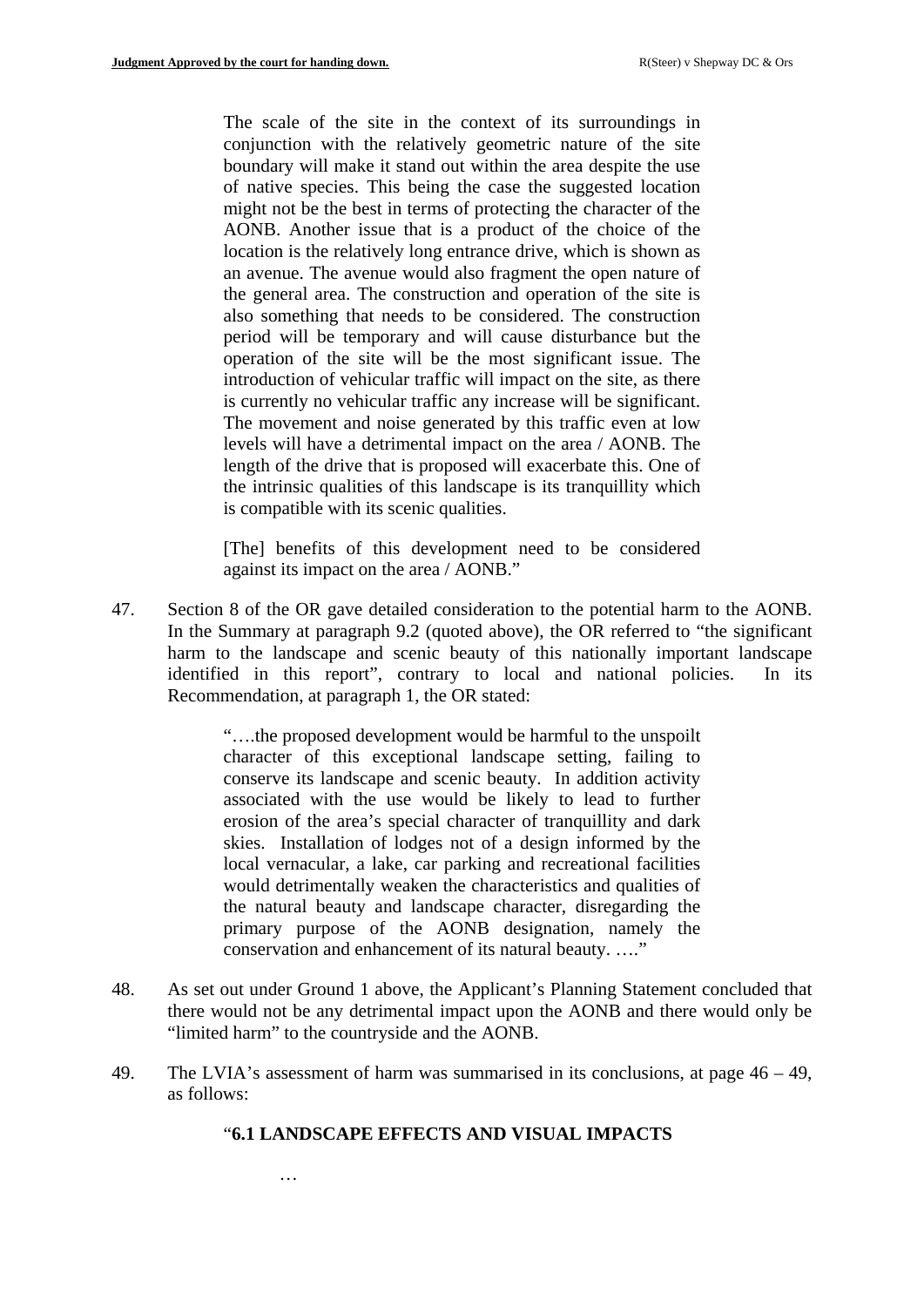> The scale of the site in the context of its surroundings in conjunction with the relatively geometric nature of the site boundary will make it stand out within the area despite the use of native species. This being the case the suggested location might not be the best in terms of protecting the character of the AONB. Another issue that is a product of the choice of the location is the relatively long entrance drive, which is shown as an avenue. The avenue would also fragment the open nature of the general area. The construction and operation of the site is also something that needs to be considered. The construction period will be temporary and will cause disturbance but the operation of the site will be the most significant issue. The introduction of vehicular traffic will impact on the site, as there is currently no vehicular traffic any increase will be significant. The movement and noise generated by this traffic even at low levels will have a detrimental impact on the area / AONB. The length of the drive that is proposed will exacerbate this. One of the intrinsic qualities of this landscape is its tranquillity which is compatible with its scenic qualities.
>
> [The] benefits of this development need to be considered against its impact on the area / AONB."

47. Section 8 of the OR gave detailed consideration to the potential harm to the AONB. In the Summary at paragraph 9.2 (quoted above), the OR referred to "the significant harm to the landscape and scenic beauty of this nationally important landscape identified in this report", contrary to local and national policies. In its Recommendation, at paragraph 1, the OR stated:

> "….the proposed development would be harmful to the unspoilt character of this exceptional landscape setting, failing to conserve its landscape and scenic beauty. In addition activity associated with the use would be likely to lead to further erosion of the area's special character of tranquillity and dark skies. Installation of lodges not of a design informed by the local vernacular, a lake, car parking and recreational facilities would detrimentally weaken the characteristics and qualities of the natural beauty and landscape character, disregarding the primary purpose of the AONB designation, namely the conservation and enhancement of its natural beauty. …."

48. As set out under Ground 1 above, the Applicant's Planning Statement concluded that there would not be any detrimental impact upon the AONB and there would only be "limited harm" to the countryside and the AONB.

49. The LVIA's assessment of harm was summarised in its conclusions, at page 46 – 49, as follows:

> "**6.1 LANDSCAPE EFFECTS AND VISUAL IMPACTS**
>
> …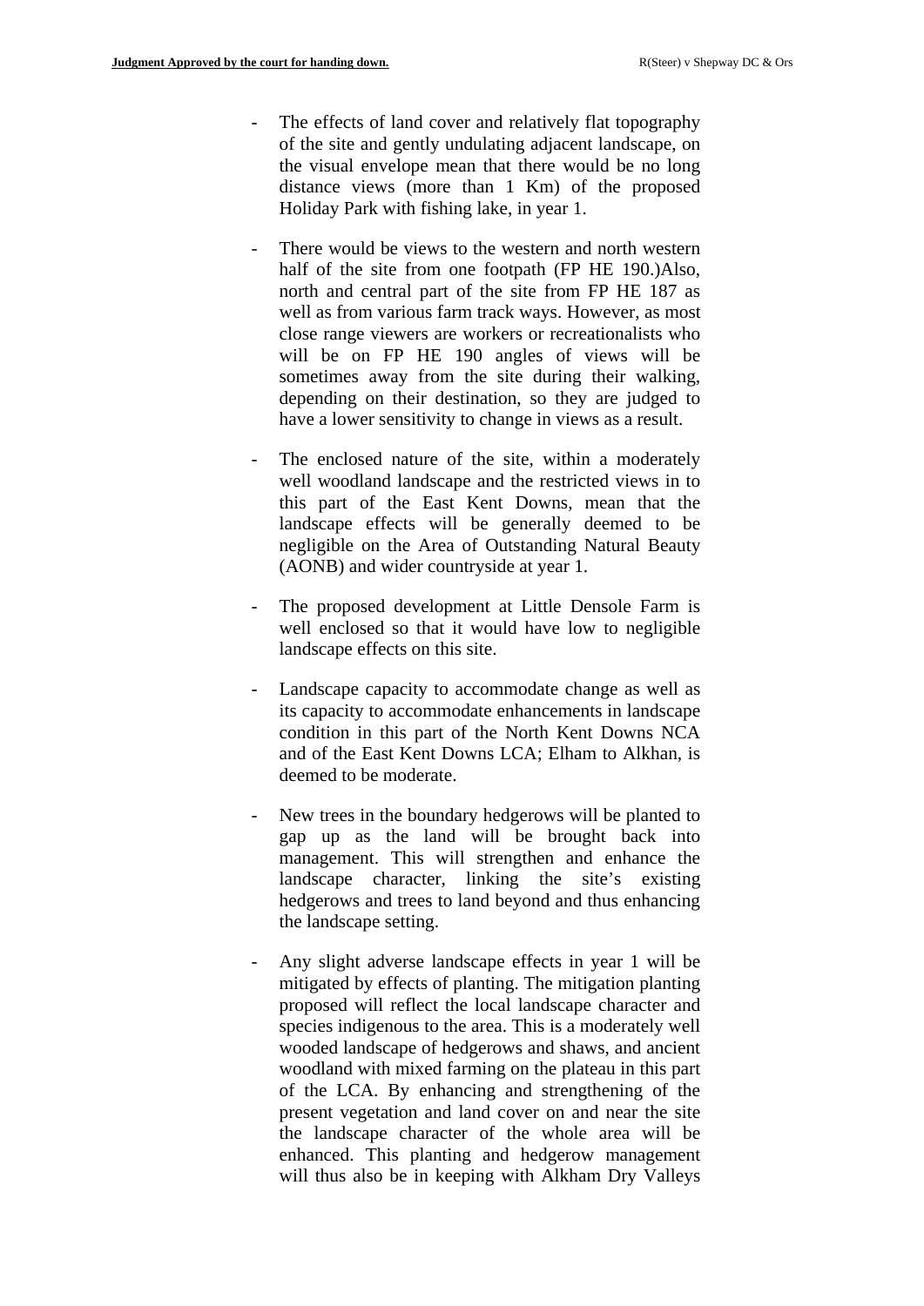- The effects of land cover and relatively flat topography of the site and gently undulating adjacent landscape, on the visual envelope mean that there would be no long distance views (more than 1 Km) of the proposed Holiday Park with fishing lake, in year 1.

- There would be views to the western and north western half of the site from one footpath (FP HE 190.)Also, north and central part of the site from FP HE 187 as well as from various farm track ways. However, as most close range viewers are workers or recreationalists who will be on FP HE 190 angles of views will be sometimes away from the site during their walking, depending on their destination, so they are judged to have a lower sensitivity to change in views as a result.

- The enclosed nature of the site, within a moderately well woodland landscape and the restricted views in to this part of the East Kent Downs, mean that the landscape effects will be generally deemed to be negligible on the Area of Outstanding Natural Beauty (AONB) and wider countryside at year 1.

- The proposed development at Little Densole Farm is well enclosed so that it would have low to negligible landscape effects on this site.

- Landscape capacity to accommodate change as well as its capacity to accommodate enhancements in landscape condition in this part of the North Kent Downs NCA and of the East Kent Downs LCA; Elham to Alkhan, is deemed to be moderate.

- New trees in the boundary hedgerows will be planted to gap up as the land will be brought back into management. This will strengthen and enhance the landscape character, linking the site's existing hedgerows and trees to land beyond and thus enhancing the landscape setting.

- Any slight adverse landscape effects in year 1 will be mitigated by effects of planting. The mitigation planting proposed will reflect the local landscape character and species indigenous to the area. This is a moderately well wooded landscape of hedgerows and shaws, and ancient woodland with mixed farming on the plateau in this part of the LCA. By enhancing and strengthening of the present vegetation and land cover on and near the site the landscape character of the whole area will be enhanced. This planting and hedgerow management will thus also be in keeping with Alkham Dry Valleys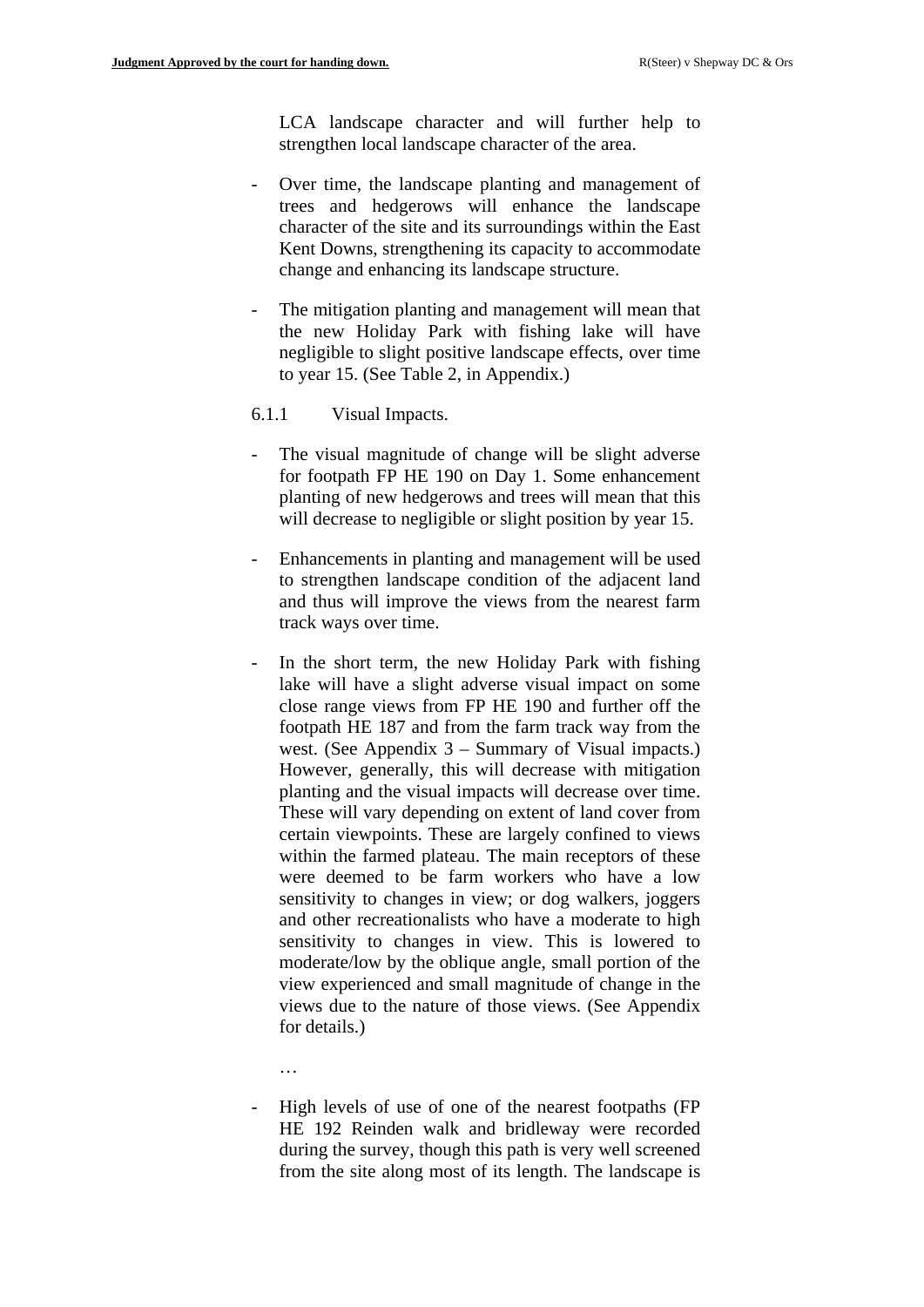LCA landscape character and will further help to strengthen local landscape character of the area.

- Over time, the landscape planting and management of trees and hedgerows will enhance the landscape character of the site and its surroundings within the East Kent Downs, strengthening its capacity to accommodate change and enhancing its landscape structure.

- The mitigation planting and management will mean that the new Holiday Park with fishing lake will have negligible to slight positive landscape effects, over time to year 15. (See Table 2, in Appendix.)

6.1.1 Visual Impacts.

- The visual magnitude of change will be slight adverse for footpath FP HE 190 on Day 1. Some enhancement planting of new hedgerows and trees will mean that this will decrease to negligible or slight position by year 15.

- Enhancements in planting and management will be used to strengthen landscape condition of the adjacent land and thus will improve the views from the nearest farm track ways over time.

- In the short term, the new Holiday Park with fishing lake will have a slight adverse visual impact on some close range views from FP HE 190 and further off the footpath HE 187 and from the farm track way from the west. (See Appendix 3 – Summary of Visual impacts.) However, generally, this will decrease with mitigation planting and the visual impacts will decrease over time. These will vary depending on extent of land cover from certain viewpoints. These are largely confined to views within the farmed plateau. The main receptors of these were deemed to be farm workers who have a low sensitivity to changes in view; or dog walkers, joggers and other recreationalists who have a moderate to high sensitivity to changes in view. This is lowered to moderate/low by the oblique angle, small portion of the view experienced and small magnitude of change in the views due to the nature of those views. (See Appendix for details.)

…

- High levels of use of one of the nearest footpaths (FP HE 192 Reinden walk and bridleway were recorded during the survey, though this path is very well screened from the site along most of its length. The landscape is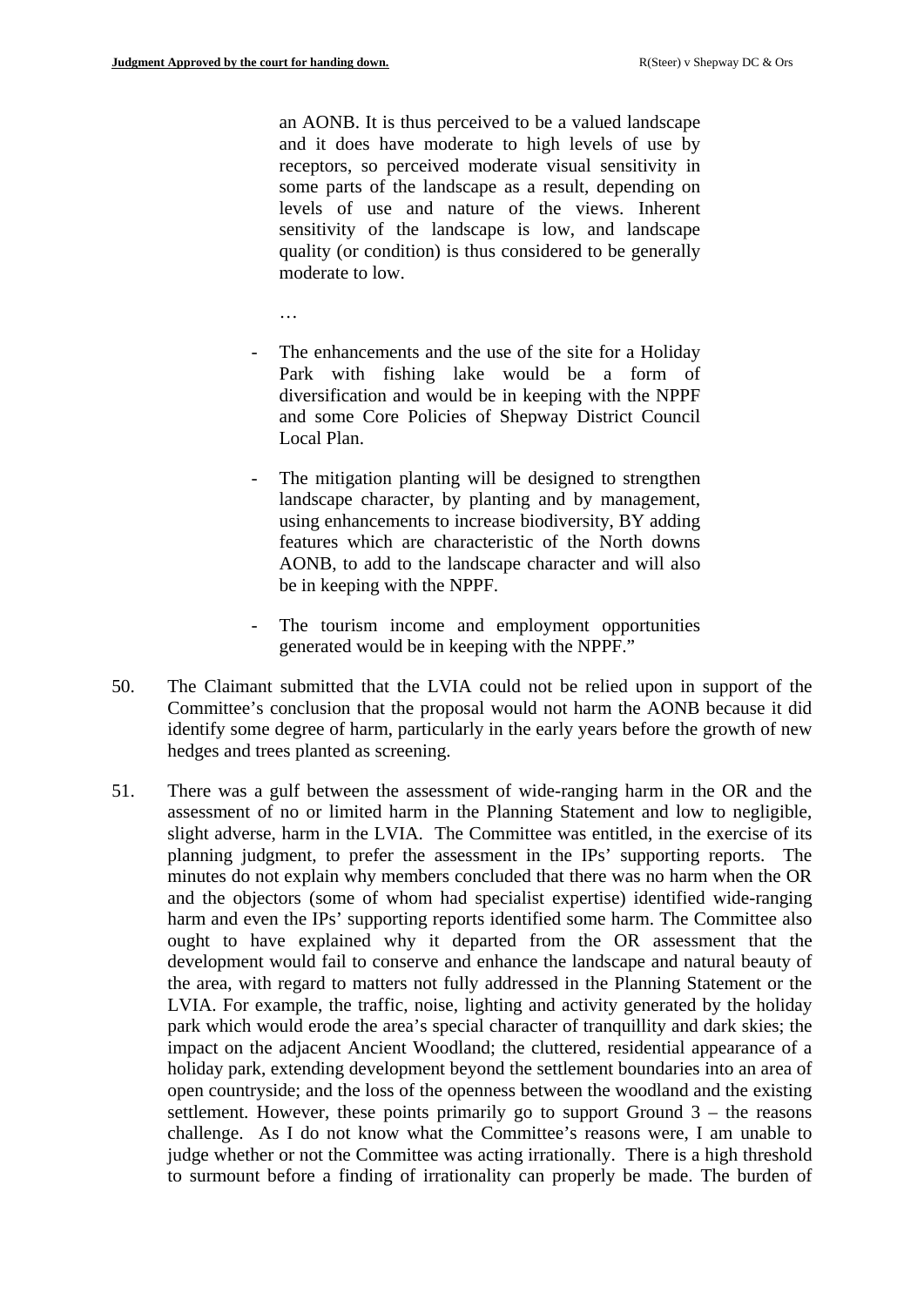an AONB. It is thus perceived to be a valued landscape and it does have moderate to high levels of use by receptors, so perceived moderate visual sensitivity in some parts of the landscape as a result, depending on levels of use and nature of the views. Inherent sensitivity of the landscape is low, and landscape quality (or condition) is thus considered to be generally moderate to low.

…

- The enhancements and the use of the site for a Holiday Park with fishing lake would be a form of diversification and would be in keeping with the NPPF and some Core Policies of Shepway District Council Local Plan.

- The mitigation planting will be designed to strengthen landscape character, by planting and by management, using enhancements to increase biodiversity, BY adding features which are characteristic of the North downs AONB, to add to the landscape character and will also be in keeping with the NPPF.

- The tourism income and employment opportunities generated would be in keeping with the NPPF."

50. The Claimant submitted that the LVIA could not be relied upon in support of the Committee's conclusion that the proposal would not harm the AONB because it did identify some degree of harm, particularly in the early years before the growth of new hedges and trees planted as screening.

51. There was a gulf between the assessment of wide-ranging harm in the OR and the assessment of no or limited harm in the Planning Statement and low to negligible, slight adverse, harm in the LVIA. The Committee was entitled, in the exercise of its planning judgment, to prefer the assessment in the IPs' supporting reports. The minutes do not explain why members concluded that there was no harm when the OR and the objectors (some of whom had specialist expertise) identified wide-ranging harm and even the IPs' supporting reports identified some harm. The Committee also ought to have explained why it departed from the OR assessment that the development would fail to conserve and enhance the landscape and natural beauty of the area, with regard to matters not fully addressed in the Planning Statement or the LVIA. For example, the traffic, noise, lighting and activity generated by the holiday park which would erode the area's special character of tranquillity and dark skies; the impact on the adjacent Ancient Woodland; the cluttered, residential appearance of a holiday park, extending development beyond the settlement boundaries into an area of open countryside; and the loss of the openness between the woodland and the existing settlement. However, these points primarily go to support Ground 3 – the reasons challenge. As I do not know what the Committee's reasons were, I am unable to judge whether or not the Committee was acting irrationally. There is a high threshold to surmount before a finding of irrationality can properly be made. The burden of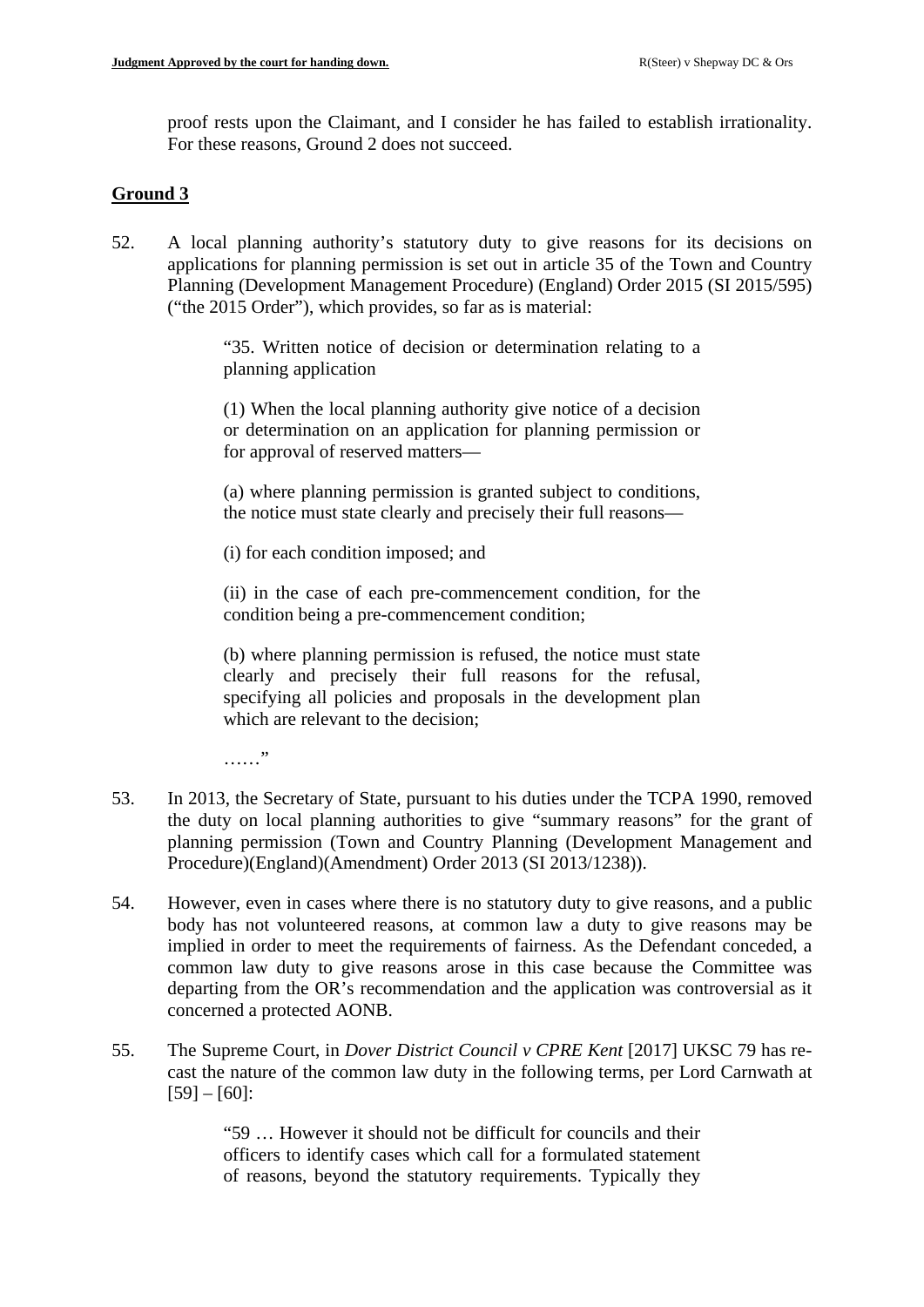proof rests upon the Claimant, and I consider he has failed to establish irrationality. For these reasons, Ground 2 does not succeed.

## Ground 3

52. A local planning authority's statutory duty to give reasons for its decisions on applications for planning permission is set out in article 35 of the Town and Country Planning (Development Management Procedure) (England) Order 2015 (SI 2015/595) ("the 2015 Order"), which provides, so far as is material:

> "35. Written notice of decision or determination relating to a planning application
>
> (1) When the local planning authority give notice of a decision or determination on an application for planning permission or for approval of reserved matters—
>
> (a) where planning permission is granted subject to conditions, the notice must state clearly and precisely their full reasons—
>
> (i) for each condition imposed; and
>
> (ii) in the case of each pre-commencement condition, for the condition being a pre-commencement condition;
>
> (b) where planning permission is refused, the notice must state clearly and precisely their full reasons for the refusal, specifying all policies and proposals in the development plan which are relevant to the decision;
>
> ……"

53. In 2013, the Secretary of State, pursuant to his duties under the TCPA 1990, removed the duty on local planning authorities to give "summary reasons" for the grant of planning permission (Town and Country Planning (Development Management and Procedure)(England)(Amendment) Order 2013 (SI 2013/1238)).

54. However, even in cases where there is no statutory duty to give reasons, and a public body has not volunteered reasons, at common law a duty to give reasons may be implied in order to meet the requirements of fairness. As the Defendant conceded, a common law duty to give reasons arose in this case because the Committee was departing from the OR's recommendation and the application was controversial as it concerned a protected AONB.

55. The Supreme Court, in *Dover District Council v CPRE Kent* [2017] UKSC 79 has re-cast the nature of the common law duty in the following terms, per Lord Carnwath at [59] – [60]:

> "59 … However it should not be difficult for councils and their officers to identify cases which call for a formulated statement of reasons, beyond the statutory requirements. Typically they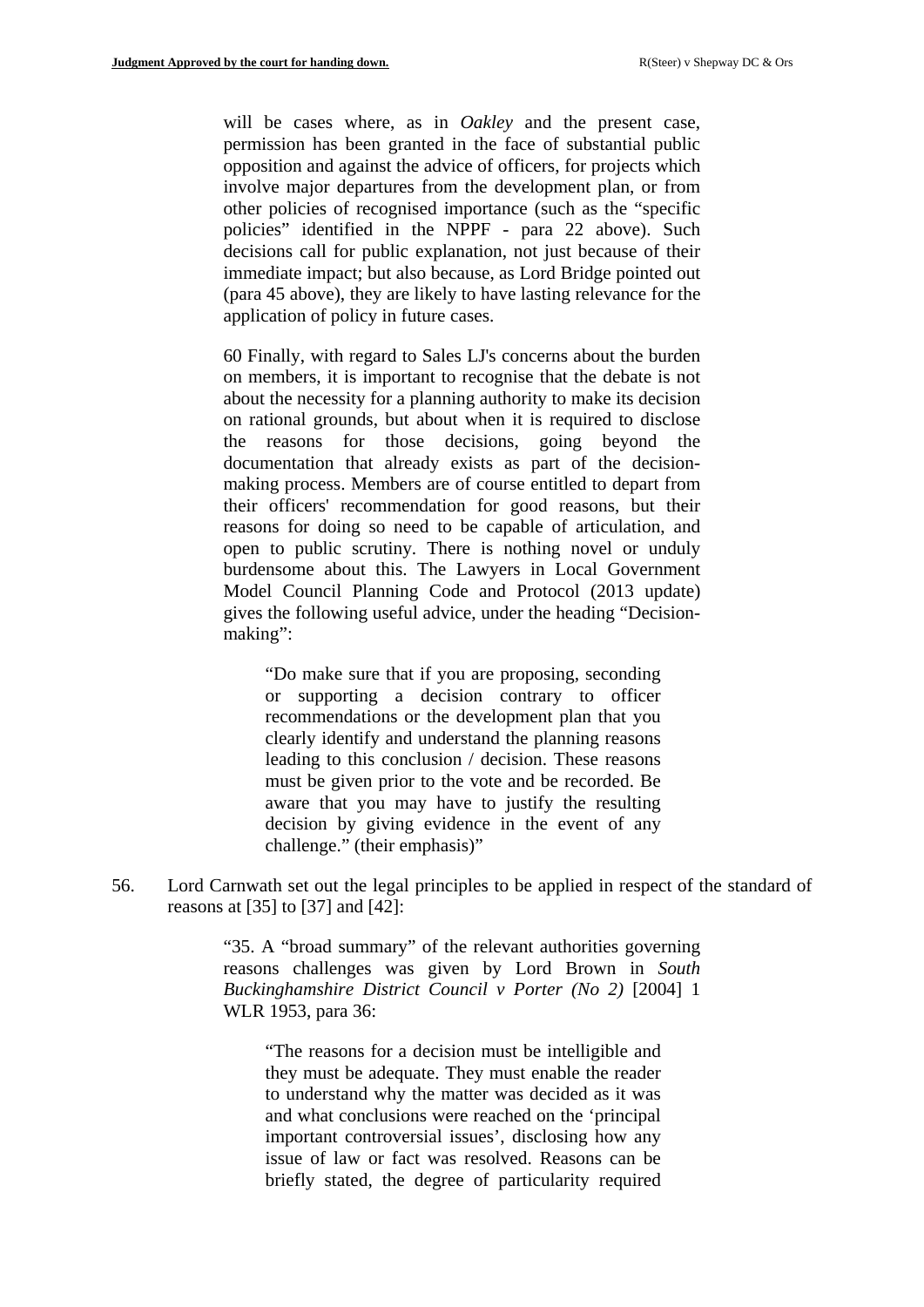will be cases where, as in *Oakley* and the present case, permission has been granted in the face of substantial public opposition and against the advice of officers, for projects which involve major departures from the development plan, or from other policies of recognised importance (such as the "specific policies" identified in the NPPF - para 22 above). Such decisions call for public explanation, not just because of their immediate impact; but also because, as Lord Bridge pointed out (para 45 above), they are likely to have lasting relevance for the application of policy in future cases.

> 60 Finally, with regard to Sales LJ's concerns about the burden on members, it is important to recognise that the debate is not about the necessity for a planning authority to make its decision on rational grounds, but about when it is required to disclose the reasons for those decisions, going beyond the documentation that already exists as part of the decision-making process. Members are of course entitled to depart from their officers' recommendation for good reasons, but their reasons for doing so need to be capable of articulation, and open to public scrutiny. There is nothing novel or unduly burdensome about this. The Lawyers in Local Government Model Council Planning Code and Protocol (2013 update) gives the following useful advice, under the heading "Decision-making":
>
> > "Do make sure that if you are proposing, seconding or supporting a decision contrary to officer recommendations or the development plan that you clearly identify and understand the planning reasons leading to this conclusion / decision. These reasons must be given prior to the vote and be recorded. Be aware that you may have to justify the resulting decision by giving evidence in the event of any challenge." (their emphasis)"

56. Lord Carnwath set out the legal principles to be applied in respect of the standard of reasons at [35] to [37] and [42]:

> "35. A "broad summary" of the relevant authorities governing reasons challenges was given by Lord Brown in *South Buckinghamshire District Council v Porter (No 2)* [2004] 1 WLR 1953, para 36:
>
> > "The reasons for a decision must be intelligible and they must be adequate. They must enable the reader to understand why the matter was decided as it was and what conclusions were reached on the 'principal important controversial issues', disclosing how any issue of law or fact was resolved. Reasons can be briefly stated, the degree of particularity required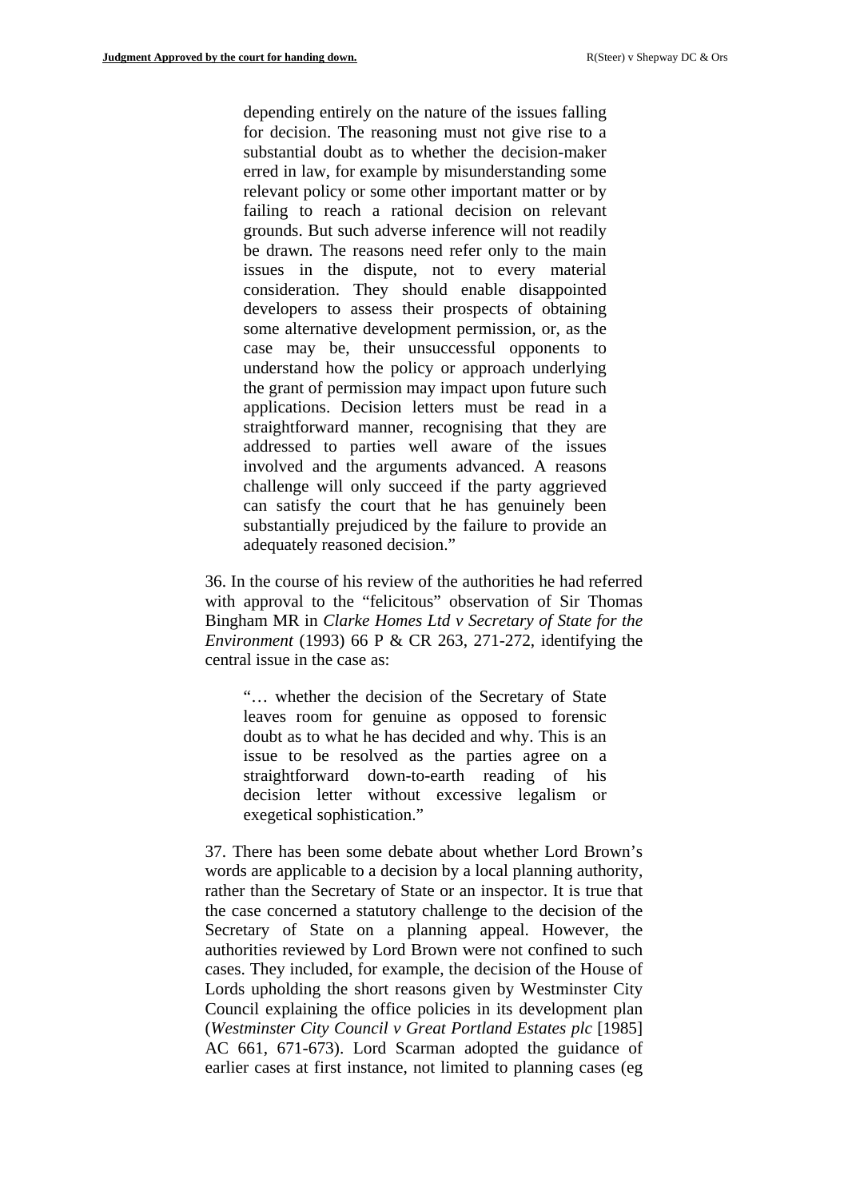> depending entirely on the nature of the issues falling for decision. The reasoning must not give rise to a substantial doubt as to whether the decision-maker erred in law, for example by misunderstanding some relevant policy or some other important matter or by failing to reach a rational decision on relevant grounds. But such adverse inference will not readily be drawn. The reasons need refer only to the main issues in the dispute, not to every material consideration. They should enable disappointed developers to assess their prospects of obtaining some alternative development permission, or, as the case may be, their unsuccessful opponents to understand how the policy or approach underlying the grant of permission may impact upon future such applications. Decision letters must be read in a straightforward manner, recognising that they are addressed to parties well aware of the issues involved and the arguments advanced. A reasons challenge will only succeed if the party aggrieved can satisfy the court that he has genuinely been substantially prejudiced by the failure to provide an adequately reasoned decision."

36. In the course of his review of the authorities he had referred with approval to the "felicitous" observation of Sir Thomas Bingham MR in *Clarke Homes Ltd v Secretary of State for the Environment* (1993) 66 P & CR 263, 271-272, identifying the central issue in the case as:

> "… whether the decision of the Secretary of State leaves room for genuine as opposed to forensic doubt as to what he has decided and why. This is an issue to be resolved as the parties agree on a straightforward down-to-earth reading of his decision letter without excessive legalism or exegetical sophistication."

37. There has been some debate about whether Lord Brown's words are applicable to a decision by a local planning authority, rather than the Secretary of State or an inspector. It is true that the case concerned a statutory challenge to the decision of the Secretary of State on a planning appeal. However, the authorities reviewed by Lord Brown were not confined to such cases. They included, for example, the decision of the House of Lords upholding the short reasons given by Westminster City Council explaining the office policies in its development plan (*Westminster City Council v Great Portland Estates plc* [1985] AC 661, 671-673). Lord Scarman adopted the guidance of earlier cases at first instance, not limited to planning cases (eg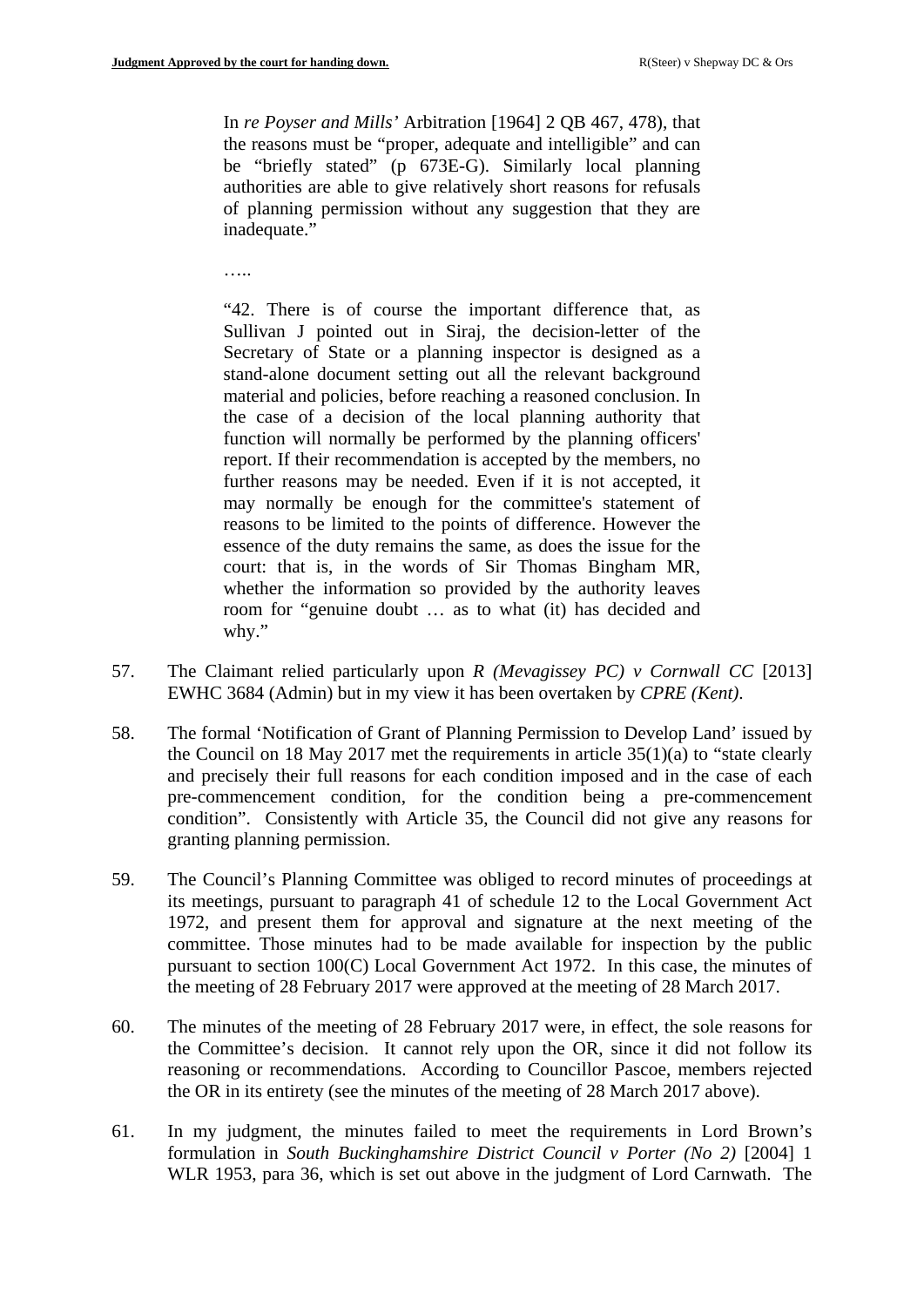> In *re Poyser and Mills'* Arbitration [1964] 2 QB 467, 478), that the reasons must be "proper, adequate and intelligible" and can be "briefly stated" (p 673E-G). Similarly local planning authorities are able to give relatively short reasons for refusals of planning permission without any suggestion that they are inadequate."
>
> …..
>
> "42. There is of course the important difference that, as Sullivan J pointed out in Siraj, the decision-letter of the Secretary of State or a planning inspector is designed as a stand-alone document setting out all the relevant background material and policies, before reaching a reasoned conclusion. In the case of a decision of the local planning authority that function will normally be performed by the planning officers' report. If their recommendation is accepted by the members, no further reasons may be needed. Even if it is not accepted, it may normally be enough for the committee's statement of reasons to be limited to the points of difference. However the essence of the duty remains the same, as does the issue for the court: that is, in the words of Sir Thomas Bingham MR, whether the information so provided by the authority leaves room for "genuine doubt … as to what (it) has decided and why."

57. The Claimant relied particularly upon *R (Mevagissey PC) v Cornwall CC* [2013] EWHC 3684 (Admin) but in my view it has been overtaken by *CPRE (Kent)*.

58. The formal 'Notification of Grant of Planning Permission to Develop Land' issued by the Council on 18 May 2017 met the requirements in article 35(1)(a) to "state clearly and precisely their full reasons for each condition imposed and in the case of each pre-commencement condition, for the condition being a pre-commencement condition". Consistently with Article 35, the Council did not give any reasons for granting planning permission.

59. The Council's Planning Committee was obliged to record minutes of proceedings at its meetings, pursuant to paragraph 41 of schedule 12 to the Local Government Act 1972, and present them for approval and signature at the next meeting of the committee. Those minutes had to be made available for inspection by the public pursuant to section 100(C) Local Government Act 1972. In this case, the minutes of the meeting of 28 February 2017 were approved at the meeting of 28 March 2017.

60. The minutes of the meeting of 28 February 2017 were, in effect, the sole reasons for the Committee's decision. It cannot rely upon the OR, since it did not follow its reasoning or recommendations. According to Councillor Pascoe, members rejected the OR in its entirety (see the minutes of the meeting of 28 March 2017 above).

61. In my judgment, the minutes failed to meet the requirements in Lord Brown's formulation in *South Buckinghamshire District Council v Porter (No 2)* [2004] 1 WLR 1953, para 36, which is set out above in the judgment of Lord Carnwath. The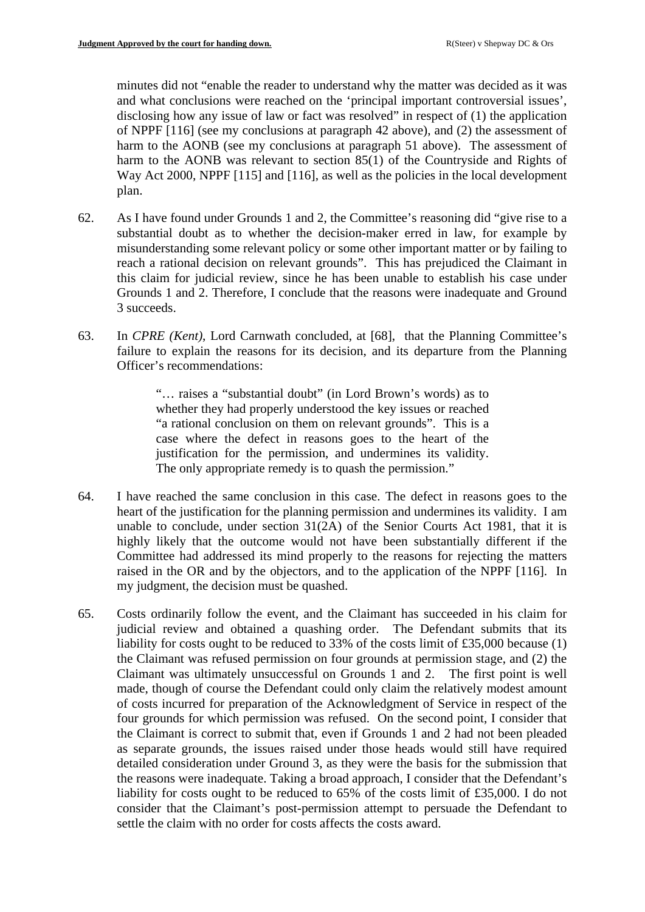minutes did not "enable the reader to understand why the matter was decided as it was and what conclusions were reached on the 'principal important controversial issues', disclosing how any issue of law or fact was resolved" in respect of (1) the application of NPPF [116] (see my conclusions at paragraph 42 above), and (2) the assessment of harm to the AONB (see my conclusions at paragraph 51 above). The assessment of harm to the AONB was relevant to section 85(1) of the Countryside and Rights of Way Act 2000, NPPF [115] and [116], as well as the policies in the local development plan.

62. As I have found under Grounds 1 and 2, the Committee's reasoning did "give rise to a substantial doubt as to whether the decision-maker erred in law, for example by misunderstanding some relevant policy or some other important matter or by failing to reach a rational decision on relevant grounds". This has prejudiced the Claimant in this claim for judicial review, since he has been unable to establish his case under Grounds 1 and 2. Therefore, I conclude that the reasons were inadequate and Ground 3 succeeds.

63. In *CPRE (Kent)*, Lord Carnwath concluded, at [68], that the Planning Committee's failure to explain the reasons for its decision, and its departure from the Planning Officer's recommendations:

> "… raises a "substantial doubt" (in Lord Brown's words) as to whether they had properly understood the key issues or reached "a rational conclusion on them on relevant grounds". This is a case where the defect in reasons goes to the heart of the justification for the permission, and undermines its validity. The only appropriate remedy is to quash the permission."

64. I have reached the same conclusion in this case. The defect in reasons goes to the heart of the justification for the planning permission and undermines its validity. I am unable to conclude, under section 31(2A) of the Senior Courts Act 1981, that it is highly likely that the outcome would not have been substantially different if the Committee had addressed its mind properly to the reasons for rejecting the matters raised in the OR and by the objectors, and to the application of the NPPF [116]. In my judgment, the decision must be quashed.

65. Costs ordinarily follow the event, and the Claimant has succeeded in his claim for judicial review and obtained a quashing order. The Defendant submits that its liability for costs ought to be reduced to 33% of the costs limit of £35,000 because (1) the Claimant was refused permission on four grounds at permission stage, and (2) the Claimant was ultimately unsuccessful on Grounds 1 and 2. The first point is well made, though of course the Defendant could only claim the relatively modest amount of costs incurred for preparation of the Acknowledgment of Service in respect of the four grounds for which permission was refused. On the second point, I consider that the Claimant is correct to submit that, even if Grounds 1 and 2 had not been pleaded as separate grounds, the issues raised under those heads would still have required detailed consideration under Ground 3, as they were the basis for the submission that the reasons were inadequate. Taking a broad approach, I consider that the Defendant's liability for costs ought to be reduced to 65% of the costs limit of £35,000. I do not consider that the Claimant's post-permission attempt to persuade the Defendant to settle the claim with no order for costs affects the costs award.